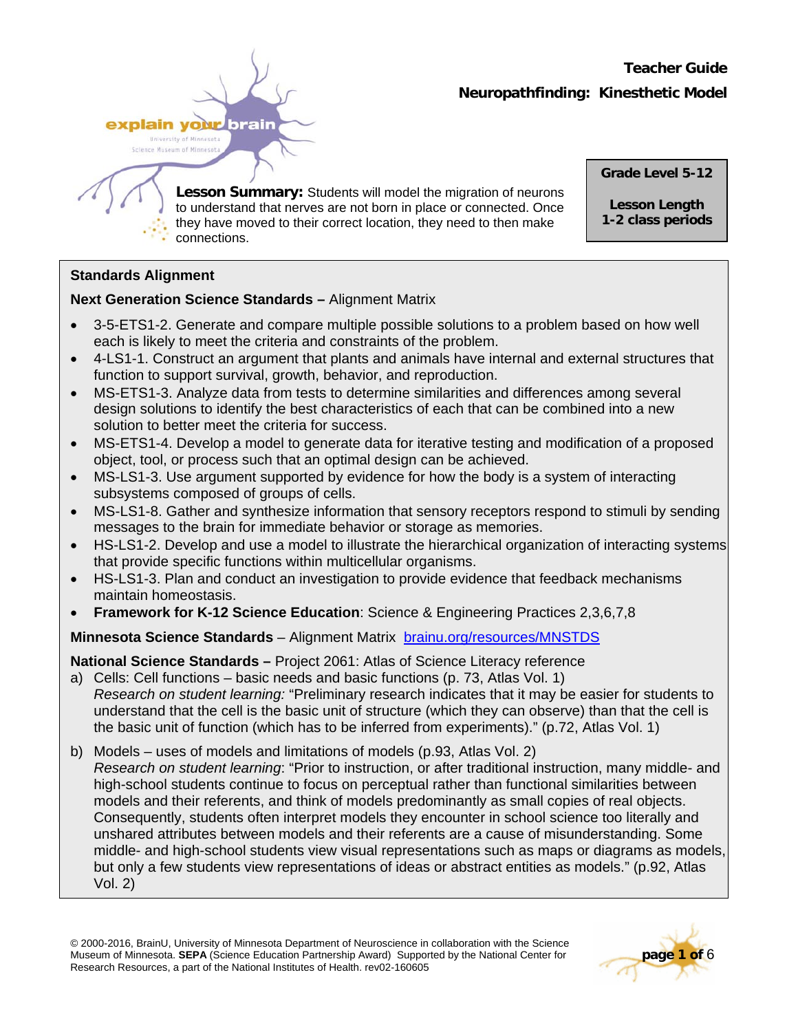# Teacher Guide

## Neuropathfinding: Kinesthetic Model

**Lesson Summary:** Students will model the migration of neurons to understand that nerves are not born in place or connected. Once they have moved to their correct location, they need to then make connections.

**Grade Level 5-12**

**Lesson Length**
**1-2 class periods**

### Standards Alignment

**Next Generation Science Standards –** Alignment Matrix

- 3-5-ETS1-2. Generate and compare multiple possible solutions to a problem based on how well each is likely to meet the criteria and constraints of the problem.
- 4-LS1-1. Construct an argument that plants and animals have internal and external structures that function to support survival, growth, behavior, and reproduction.
- MS-ETS1-3. Analyze data from tests to determine similarities and differences among several design solutions to identify the best characteristics of each that can be combined into a new solution to better meet the criteria for success.
- MS-ETS1-4. Develop a model to generate data for iterative testing and modification of a proposed object, tool, or process such that an optimal design can be achieved.
- MS-LS1-3. Use argument supported by evidence for how the body is a system of interacting subsystems composed of groups of cells.
- MS-LS1-8. Gather and synthesize information that sensory receptors respond to stimuli by sending messages to the brain for immediate behavior or storage as memories.
- HS-LS1-2. Develop and use a model to illustrate the hierarchical organization of interacting systems that provide specific functions within multicellular organisms.
- HS-LS1-3. Plan and conduct an investigation to provide evidence that feedback mechanisms maintain homeostasis.
- **Framework for K-12 Science Education**: Science & Engineering Practices 2,3,6,7,8

**Minnesota Science Standards** – Alignment Matrix brainu.org/resources/MNSTDS

**National Science Standards –** Project 2061: Atlas of Science Literacy reference

a) Cells: Cell functions – basic needs and basic functions (p. 73, Atlas Vol. 1)
*Research on student learning:* "Preliminary research indicates that it may be easier for students to understand that the cell is the basic unit of structure (which they can observe) than that the cell is the basic unit of function (which has to be inferred from experiments)." (p.72, Atlas Vol. 1)

b) Models – uses of models and limitations of models (p.93, Atlas Vol. 2)
*Research on student learning*: "Prior to instruction, or after traditional instruction, many middle- and high-school students continue to focus on perceptual rather than functional similarities between models and their referents, and think of models predominantly as small copies of real objects. Consequently, students often interpret models they encounter in school science too literally and unshared attributes between models and their referents are a cause of misunderstanding. Some middle- and high-school students view visual representations such as maps or diagrams as models, but only a few students view representations of ideas or abstract entities as models." (p.92, Atlas Vol. 2)

© 2000-2016, BrainU, University of Minnesota Department of Neuroscience in collaboration with the Science Museum of Minnesota. **SEPA** (Science Education Partnership Award) Supported by the National Center for Research Resources, a part of the National Institutes of Health. rev02-160605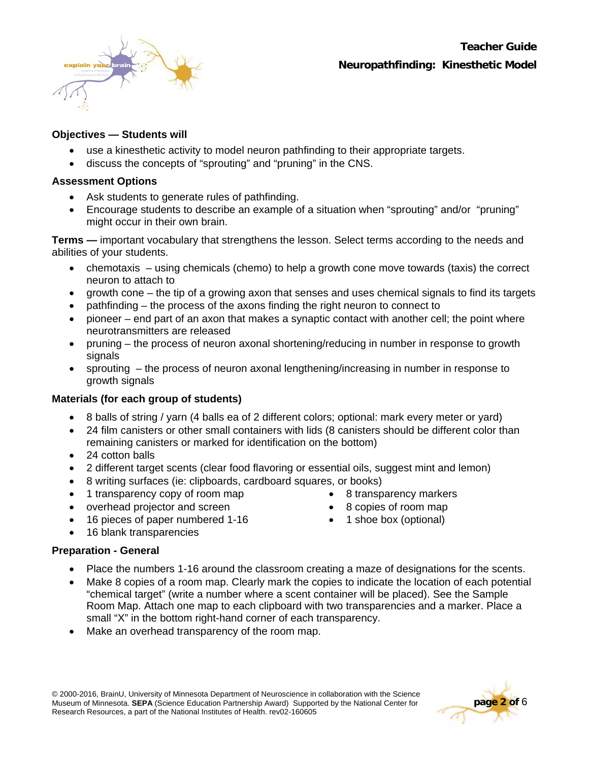**Teacher Guide**

**Neuropathfinding: Kinesthetic Model**

**Objectives — Students will**

- use a kinesthetic activity to model neuron pathfinding to their appropriate targets.
- discuss the concepts of "sprouting" and "pruning" in the CNS.

**Assessment Options**

- Ask students to generate rules of pathfinding.
- Encourage students to describe an example of a situation when "sprouting" and/or "pruning" might occur in their own brain.

**Terms —** important vocabulary that strengthens the lesson. Select terms according to the needs and abilities of your students.

- chemotaxis – using chemicals (chemo) to help a growth cone move towards (taxis) the correct neuron to attach to
- growth cone – the tip of a growing axon that senses and uses chemical signals to find its targets
- pathfinding – the process of the axons finding the right neuron to connect to
- pioneer – end part of an axon that makes a synaptic contact with another cell; the point where neurotransmitters are released
- pruning – the process of neuron axonal shortening/reducing in number in response to growth signals
- sprouting – the process of neuron axonal lengthening/increasing in number in response to growth signals

**Materials (for each group of students)**

- 8 balls of string / yarn (4 balls ea of 2 different colors; optional: mark every meter or yard)
- 24 film canisters or other small containers with lids (8 canisters should be different color than remaining canisters or marked for identification on the bottom)
- 24 cotton balls
- 2 different target scents (clear food flavoring or essential oils, suggest mint and lemon)
- 8 writing surfaces (ie: clipboards, cardboard squares, or books)
- 1 transparency copy of room map
- overhead projector and screen
- 16 pieces of paper numbered 1-16
- 16 blank transparencies
- 8 transparency markers
- 8 copies of room map
- 1 shoe box (optional)

**Preparation - General**

- Place the numbers 1-16 around the classroom creating a maze of designations for the scents.
- Make 8 copies of a room map. Clearly mark the copies to indicate the location of each potential "chemical target" (write a number where a scent container will be placed). See the Sample Room Map. Attach one map to each clipboard with two transparencies and a marker. Place a small "X" in the bottom right-hand corner of each transparency.
- Make an overhead transparency of the room map.

© 2000-2016, BrainU, University of Minnesota Department of Neuroscience in collaboration with the Science Museum of Minnesota. **SEPA** (Science Education Partnership Award) Supported by the National Center for Research Resources, a part of the National Institutes of Health. rev02-160605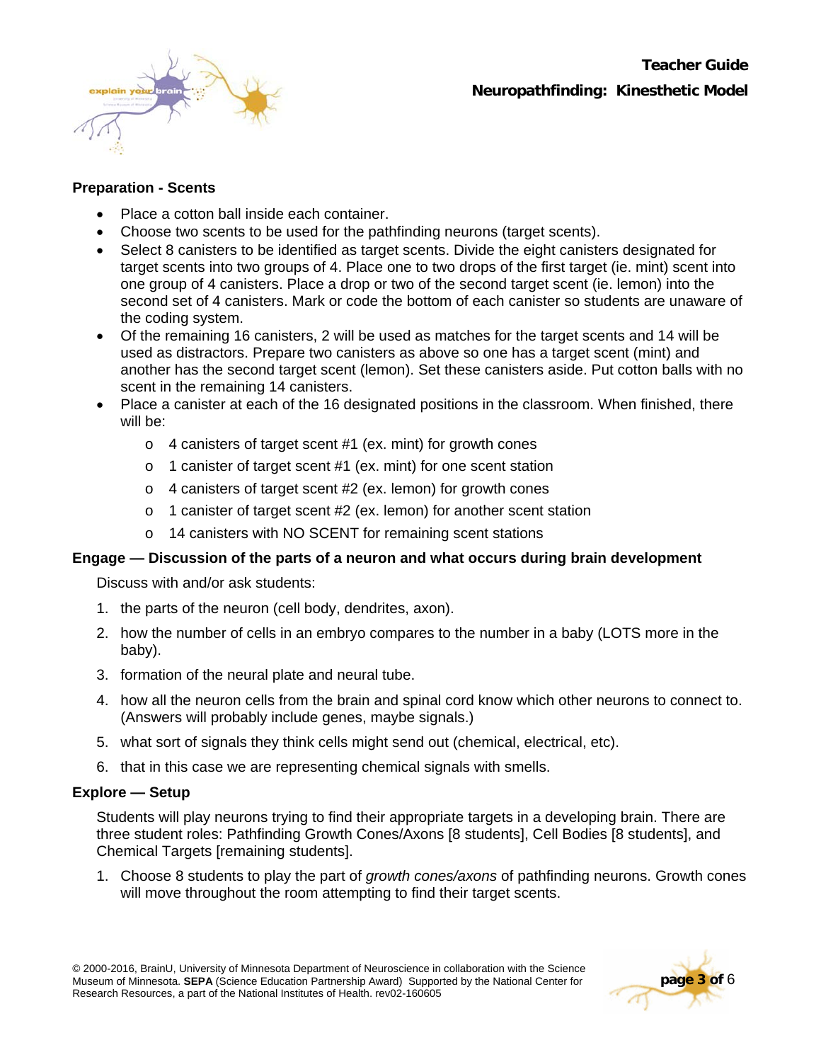## Preparation - Scents

- Place a cotton ball inside each container.
- Choose two scents to be used for the pathfinding neurons (target scents).
- Select 8 canisters to be identified as target scents. Divide the eight canisters designated for target scents into two groups of 4. Place one to two drops of the first target (ie. mint) scent into one group of 4 canisters. Place a drop or two of the second target scent (ie. lemon) into the second set of 4 canisters. Mark or code the bottom of each canister so students are unaware of the coding system.
- Of the remaining 16 canisters, 2 will be used as matches for the target scents and 14 will be used as distractors. Prepare two canisters as above so one has a target scent (mint) and another has the second target scent (lemon). Set these canisters aside. Put cotton balls with no scent in the remaining 14 canisters.
- Place a canister at each of the 16 designated positions in the classroom. When finished, there will be:
  - 4 canisters of target scent #1 (ex. mint) for growth cones
  - 1 canister of target scent #1 (ex. mint) for one scent station
  - 4 canisters of target scent #2 (ex. lemon) for growth cones
  - 1 canister of target scent #2 (ex. lemon) for another scent station
  - 14 canisters with NO SCENT for remaining scent stations

## Engage — Discussion of the parts of a neuron and what occurs during brain development

Discuss with and/or ask students:

1. the parts of the neuron (cell body, dendrites, axon).
2. how the number of cells in an embryo compares to the number in a baby (LOTS more in the baby).
3. formation of the neural plate and neural tube.
4. how all the neuron cells from the brain and spinal cord know which other neurons to connect to. (Answers will probably include genes, maybe signals.)
5. what sort of signals they think cells might send out (chemical, electrical, etc).
6. that in this case we are representing chemical signals with smells.

## Explore — Setup

Students will play neurons trying to find their appropriate targets in a developing brain. There are three student roles: Pathfinding Growth Cones/Axons [8 students], Cell Bodies [8 students], and Chemical Targets [remaining students].

1. Choose 8 students to play the part of *growth cones/axons* of pathfinding neurons. Growth cones will move throughout the room attempting to find their target scents.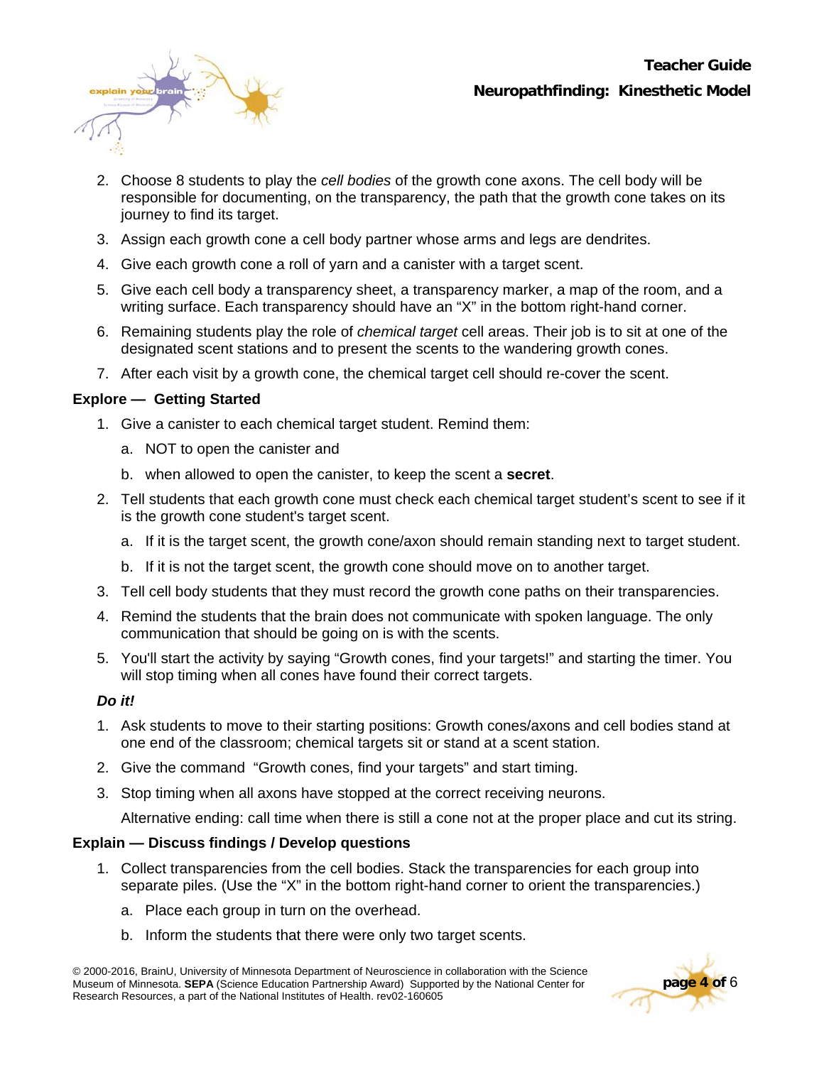2. Choose 8 students to play the *cell bodies* of the growth cone axons. The cell body will be responsible for documenting, on the transparency, the path that the growth cone takes on its journey to find its target.
3. Assign each growth cone a cell body partner whose arms and legs are dendrites.
4. Give each growth cone a roll of yarn and a canister with a target scent.
5. Give each cell body a transparency sheet, a transparency marker, a map of the room, and a writing surface. Each transparency should have an "X" in the bottom right-hand corner.
6. Remaining students play the role of *chemical target* cell areas. Their job is to sit at one of the designated scent stations and to present the scents to the wandering growth cones.
7. After each visit by a growth cone, the chemical target cell should re-cover the scent.

**Explore — Getting Started**

1. Give a canister to each chemical target student. Remind them:
   a. NOT to open the canister and
   b. when allowed to open the canister, to keep the scent a **secret**.
2. Tell students that each growth cone must check each chemical target student's scent to see if it is the growth cone student's target scent.
   a. If it is the target scent, the growth cone/axon should remain standing next to target student.
   b. If it is not the target scent, the growth cone should move on to another target.
3. Tell cell body students that they must record the growth cone paths on their transparencies.
4. Remind the students that the brain does not communicate with spoken language. The only communication that should be going on is with the scents.
5. You'll start the activity by saying "Growth cones, find your targets!" and starting the timer. You will stop timing when all cones have found their correct targets.

***Do it!***

1. Ask students to move to their starting positions: Growth cones/axons and cell bodies stand at one end of the classroom; chemical targets sit or stand at a scent station.
2. Give the command "Growth cones, find your targets" and start timing.
3. Stop timing when all axons have stopped at the correct receiving neurons.

   Alternative ending: call time when there is still a cone not at the proper place and cut its string.

**Explain — Discuss findings / Develop questions**

1. Collect transparencies from the cell bodies. Stack the transparencies for each group into separate piles. (Use the "X" in the bottom right-hand corner to orient the transparencies.)
   a. Place each group in turn on the overhead.
   b. Inform the students that there were only two target scents.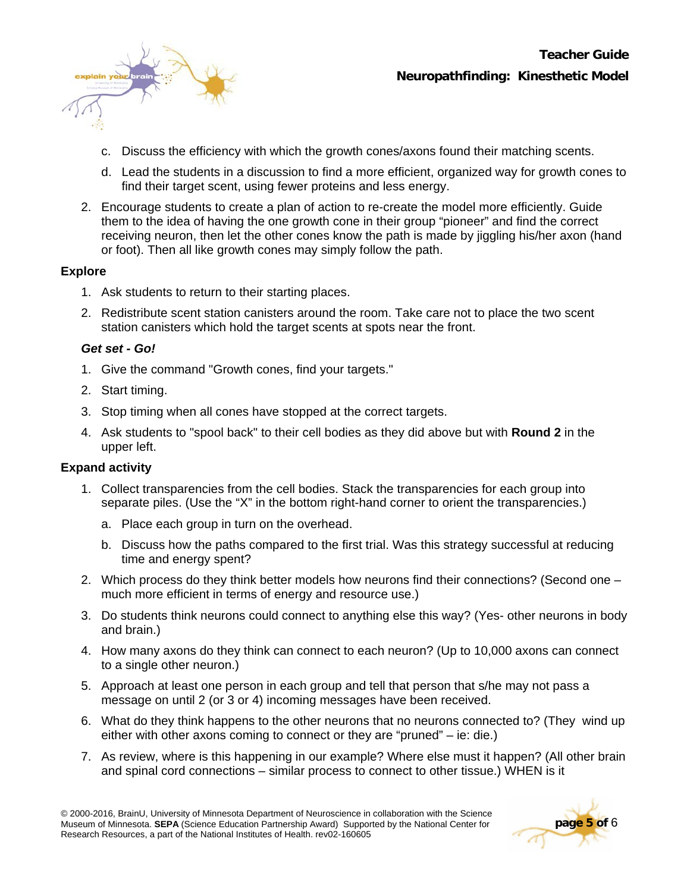c. Discuss the efficiency with which the growth cones/axons found their matching scents.

d. Lead the students in a discussion to find a more efficient, organized way for growth cones to find their target scent, using fewer proteins and less energy.

2. Encourage students to create a plan of action to re-create the model more efficiently. Guide them to the idea of having the one growth cone in their group "pioneer" and find the correct receiving neuron, then let the other cones know the path is made by jiggling his/her axon (hand or foot). Then all like growth cones may simply follow the path.

**Explore**

1. Ask students to return to their starting places.
2. Redistribute scent station canisters around the room. Take care not to place the two scent station canisters which hold the target scents at spots near the front.

***Get set - Go!***

1. Give the command "Growth cones, find your targets."
2. Start timing.
3. Stop timing when all cones have stopped at the correct targets.
4. Ask students to "spool back" to their cell bodies as they did above but with **Round 2** in the upper left.

**Expand activity**

1. Collect transparencies from the cell bodies. Stack the transparencies for each group into separate piles. (Use the "X" in the bottom right-hand corner to orient the transparencies.)
   a. Place each group in turn on the overhead.
   b. Discuss how the paths compared to the first trial. Was this strategy successful at reducing time and energy spent?
2. Which process do they think better models how neurons find their connections? (Second one – much more efficient in terms of energy and resource use.)
3. Do students think neurons could connect to anything else this way? (Yes- other neurons in body and brain.)
4. How many axons do they think can connect to each neuron? (Up to 10,000 axons can connect to a single other neuron.)
5. Approach at least one person in each group and tell that person that s/he may not pass a message on until 2 (or 3 or 4) incoming messages have been received.
6. What do they think happens to the other neurons that no neurons connected to? (They wind up either with other axons coming to connect or they are "pruned" – ie: die.)
7. As review, where is this happening in our example? Where else must it happen? (All other brain and spinal cord connections – similar process to connect to other tissue.) WHEN is it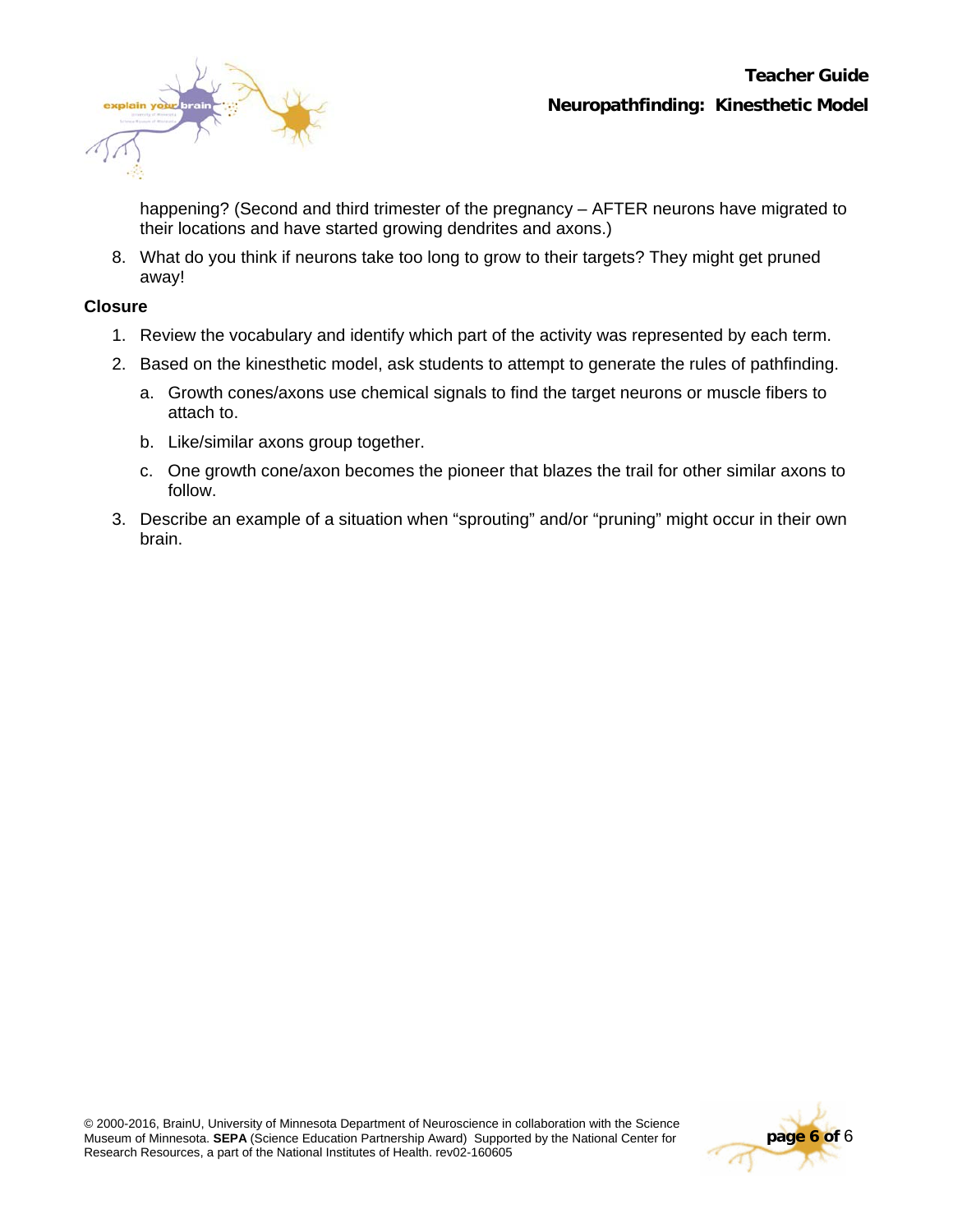happening? (Second and third trimester of the pregnancy – AFTER neurons have migrated to their locations and have started growing dendrites and axons.)

8. What do you think if neurons take too long to grow to their targets? They might get pruned away!

**Closure**

1. Review the vocabulary and identify which part of the activity was represented by each term.
2. Based on the kinesthetic model, ask students to attempt to generate the rules of pathfinding.
   a. Growth cones/axons use chemical signals to find the target neurons or muscle fibers to attach to.
   b. Like/similar axons group together.
   c. One growth cone/axon becomes the pioneer that blazes the trail for other similar axons to follow.
3. Describe an example of a situation when "sprouting" and/or "pruning" might occur in their own brain.